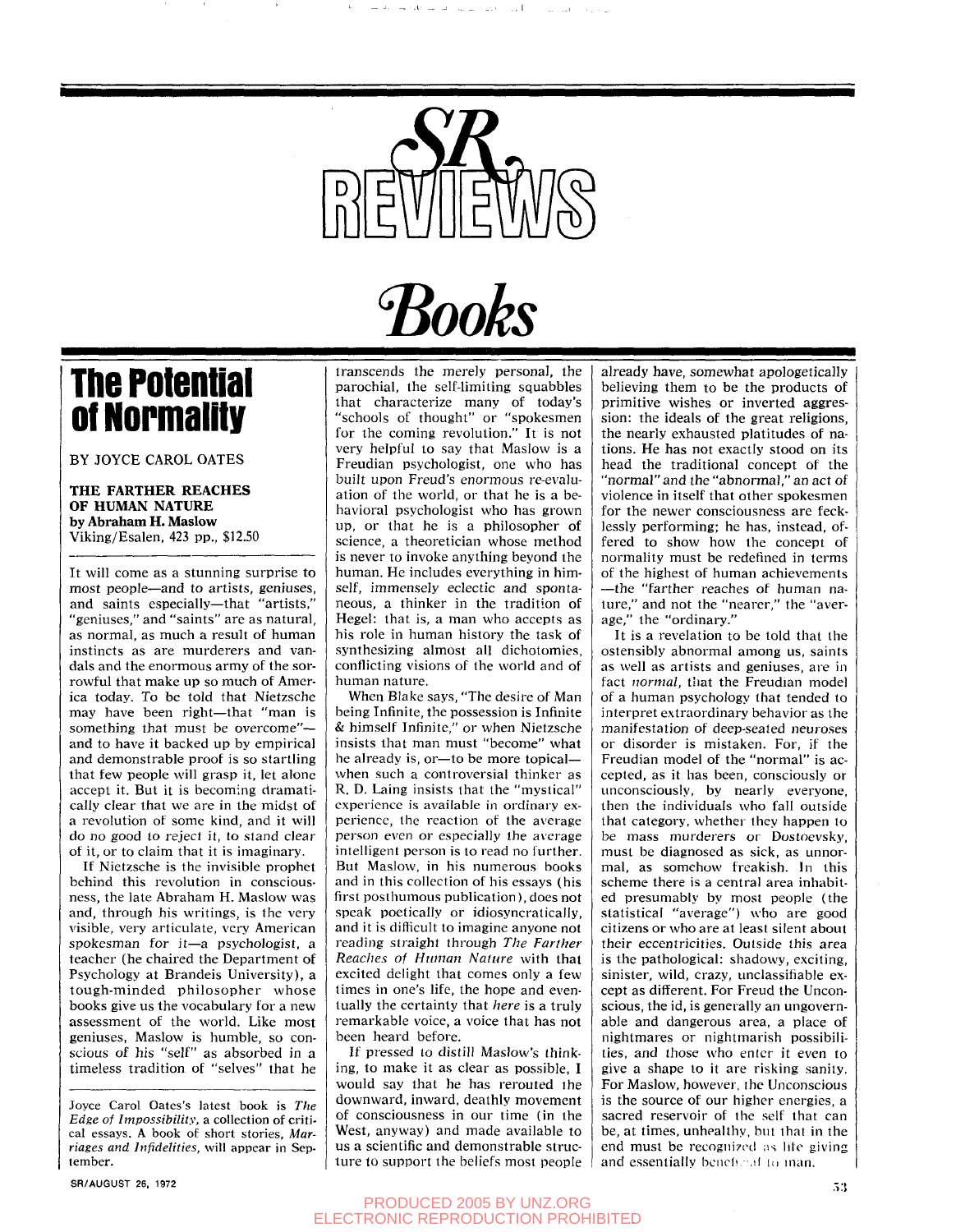# SR REVIEWS

# Books

## The Potential of Normality

BY JOYCE CAROL OATES

**THE FARTHER REACHES OF HUMAN NATURE**
**by Abraham H. Maslow**
Viking/Esalen, 423 pp., $12.50

It will come as a stunning surprise to most people—and to artists, geniuses, and saints especially—that "artists," "geniuses," and "saints" are as natural, as normal, as much a result of human instincts as are murderers and vandals and the enormous army of the sorrowful that make up so much of America today. To be told that Nietzsche may have been right—that "man is something that must be overcome"—and to have it backed up by empirical and demonstrable proof is so startling that few people will grasp it, let alone accept it. But it is becoming dramatically clear that we are in the midst of a revolution of some kind, and it will do no good to reject it, to stand clear of it, or to claim that it is imaginary.

If Nietzsche is the invisible prophet behind this revolution in consciousness, the late Abraham H. Maslow was and, through his writings, is the very visible, very articulate, very American spokesman for it—a psychologist, a teacher (he chaired the Department of Psychology at Brandeis University), a tough-minded philosopher whose books give us the vocabulary for a new assessment of the world. Like most geniuses, Maslow is humble, so conscious of his "self" as absorbed in a timeless tradition of "selves" that he transcends the merely personal, the parochial, the self-limiting squabbles that characterize many of today's "schools of thought" or "spokesmen for the coming revolution." It is not very helpful to say that Maslow is a Freudian psychologist, one who has built upon Freud's enormous re-evaluation of the world, or that he is a behavioral psychologist who has grown up, or that he is a philosopher of science, a theoretician whose method is never to invoke anything beyond the human. He includes everything in himself, immensely eclectic and spontaneous, a thinker in the tradition of Hegel: that is, a man who accepts as his role in human history the task of synthesizing almost all dichotomies, conflicting visions of the world and of human nature.

When Blake says, "The desire of Man being Infinite, the possession is Infinite & himself Infinite," or when Nietzsche insists that man must "become" what he already is, or—to be more topical—when such a controversial thinker as R. D. Laing insists that the "mystical" experience is available in ordinary experience, the reaction of the average person even or especially the average intelligent person is to read no further. But Maslow, in his numerous books and in this collection of his essays (his first posthumous publication), does not speak poetically or idiosyncratically, and it is difficult to imagine anyone not reading straight through *The Farther Reaches of Human Nature* with that excited delight that comes only a few times in one's life, the hope and eventually the certainty that *here* is a truly remarkable voice, a voice that has not been heard before.

If pressed to distill Maslow's thinking, to make it as clear as possible, I would say that he has rerouted the downward, inward, deathly movement of consciousness in our time (in the West, anyway) and made available to us a scientific and demonstrable structure to support the beliefs most people already have, somewhat apologetically believing them to be the products of primitive wishes or inverted aggression: the ideals of the great religions, the nearly exhausted platitudes of nations. He has not exactly stood on its head the traditional concept of the "normal" and the "abnormal," an act of violence in itself that other spokesmen for the newer consciousness are recklessly performing; he has, instead, offered to show how the concept of normality must be redefined in terms of the highest of human achievements—the "farther reaches of human nature," and not the "nearer," the "average," the "ordinary."

It is a revelation to be told that the ostensibly abnormal among us, saints as well as artists and geniuses, are in fact *normal*, that the Freudian model of a human psychology that tended to interpret extraordinary behavior as the manifestation of deep-seated neuroses or disorder is mistaken. For, if the Freudian model of the "normal" is accepted, as it has been, consciously or unconsciously, by nearly everyone, then the individuals who fall outside that category, whether they happen to be mass murderers or Dostoevsky, must be diagnosed as sick, as unnormal, as somehow freakish. In this scheme there is a central area inhabited presumably by most people (the statistical "average") who are good citizens or who are at least silent about their eccentricities. Outside this area is the pathological: shadowy, exciting, sinister, wild, crazy, unclassifiable except as different. For Freud the Unconscious, the id, is generally an ungovernable and dangerous area, a place of nightmares or nightmarish possibilities, and those who enter it even to give a shape to it are risking sanity. For Maslow, however, the Unconscious is the source of our higher energies, a sacred reservoir of the self that can be, at times, unhealthy, but that in the end must be recognized as life giving and essentially beneficial to man.

---

Joyce Carol Oates's latest book is *The Edge of Impossibility*, a collection of critical essays. A book of short stories, *Marriages and Infidelities*, will appear in September.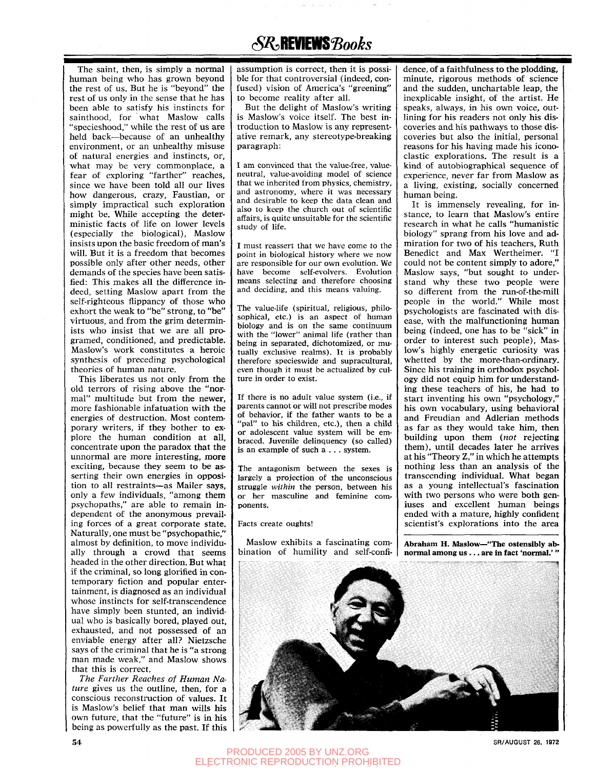The saint, then, is simply a normal human being who has grown beyond the rest of us. But he is "beyond" the rest of us only in the sense that he has been able to satisfy his instincts for sainthood, for what Maslow calls "specieshood," while the rest of us are held back—because of an unhealthy environment, or an unhealthy misuse of natural energies and instincts, or, what may be very commonplace, a fear of exploring "farther" reaches, since we have been told all our lives how dangerous, crazy, Faustian, or simply impractical such exploration might be. While accepting the deterministic facts of life on lower levels (especially the biological), Maslow insists upon the basic freedom of man's will. But it is a freedom that becomes possible only after other needs, other demands of the species have been satisfied: This makes all the difference indeed, setting Maslow apart from the self-righteous flippancy of those who exhort the weak to "be" strong, to "be" virtuous, and from the grim determinists who insist that we are all programed, conditioned, and predictable. Maslow's work constitutes a heroic synthesis of preceding psychological theories of human nature.

This liberates us not only from the old terrors of rising above the "normal" multitude but from the newer, more fashionable infatuation with the energies of destruction. Most contemporary writers, if they bother to explore the human condition at all, concentrate upon the paradox that the unnormal are more interesting, more exciting, because they seem to be asserting their own energies in opposition to all restraints—as Mailer says, only a few individuals, "among them psychopaths," are able to remain independent of the anonymous prevailing forces of a great corporate state. Naturally, one must be "psychopathic," almost by definition, to move individually through a crowd that seems headed in the other direction. But what if the criminal, so long glorified in contemporary fiction and popular entertainment, is diagnosed as an individual whose instincts for self-transcendence have simply been stunted, an individual who is basically bored, played out, exhausted, and not possessed of an enviable energy after all? Nietzsche says of the criminal that he is "a strong man made weak," and Maslow shows that this is correct.

*The Farther Reaches of Human Nature* gives us the outline, then, for a conscious reconstruction of values. It is Maslow's belief that man wills his own future, that the "future" is in his being as powerfully as the past. If this assumption is correct, then it is possible for that controversial (indeed, confused) vision of America's "greening" to become reality after all.

But the delight of Maslow's writing is Maslow's voice itself. The best introduction to Maslow is any representative remark, any stereotype-breaking paragraph:

> I am convinced that the value-free, value-neutral, value-avoiding model of science that we inherited from physics, chemistry, and astronomy, where it was necessary and desirable to keep the data clean and also to keep the church out of scientific affairs, is quite unsuitable for the scientific study of life.

> I must reassert that we have come to the point in biological history where we now are responsible for our own evolution. We have become self-evolvers. Evolution means selecting and therefore choosing and deciding, and this means valuing.

> The value-life (spiritual, religious, philosophical, etc.) is an aspect of human biology and is on the same continuum with the "lower" animal life (rather than being in separated, dichotomized, or mutually exclusive realms). It is probably therefore specieswide and supracultural, even though it must be actualized by culture in order to exist.

> If there is no adult value system (i.e., if parents cannot or will not prescribe modes of behavior, if the father wants to be a "pal" to his children, etc.), then a child or adolescent value system will be embraced. Juvenile delinquency (so called) is an example of such a . . . system.

> The antagonism between the sexes is largely a projection of the unconscious struggle *within* the person, between his or her masculine and feminine components.

> Facts create oughts!

Maslow exhibits a fascinating combination of humility and self-confidence, of a faithfulness to the plodding, minute, rigorous methods of science and the sudden, unchartable leap, the inexplicable insight, of the artist. He speaks, always, in his own voice, outlining for his readers not only his discoveries and his pathways to those discoveries but also the initial, personal reasons for his having made his iconoclastic explorations. The result is a kind of autobiographical sequence of experience, never far from Maslow as a living, existing, socially concerned human being.

It is immensely revealing, for instance, to learn that Maslow's entire research in what he calls "humanistic biology" sprang from his love and admiration for two of his teachers, Ruth Benedict and Max Wertheimer. "I could not be content simply to adore," Maslow says, "but sought to understand why these two people were so different from the run-of-the-mill people in the world." While most psychologists are fascinated with disease, with the malfunctioning human being (indeed, one has to be "sick" in order to interest such people), Maslow's highly energetic curiosity was whetted by the more-than-ordinary. Since his training in orthodox psychology did not equip him for understanding these teachers of his, he had to start inventing his own "psychology," his own vocabulary, using behavioral and Freudian and Adlerian methods as far as they would take him, then building upon them (*not* rejecting them), until decades later he arrives at his "Theory Z," in which he attempts nothing less than an analysis of the transcending individual. What began as a young intellectual's fascination with two persons who were both geniuses and excellent human beings ended with a mature, highly confident scientist's explorations into the area

**Abraham H. Maslow—"The ostensibly abnormal among us . . . are in fact 'normal.'"**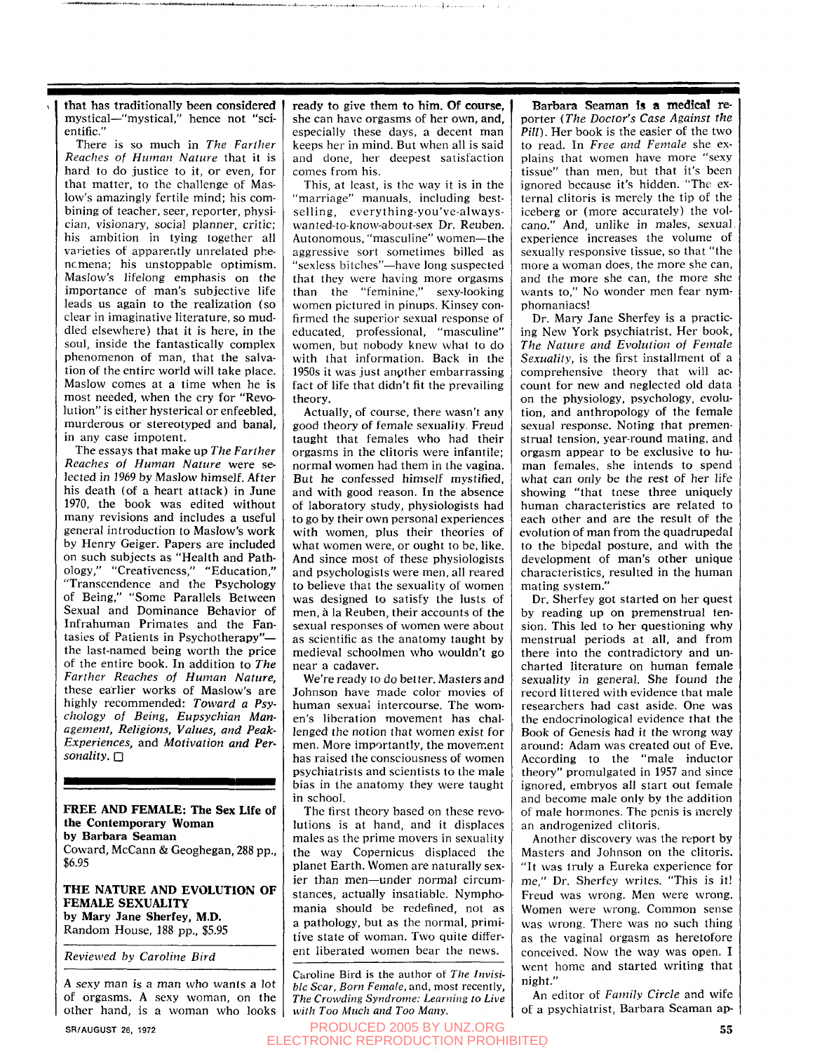that has traditionally been considered mystical—"mystical," hence not "scientific."

There is so much in *The Farther Reaches of Human Nature* that it is hard to do justice to it, or even, for that matter, to the challenge of Maslow's amazingly fertile mind; his combining of teacher, seer, reporter, physician, visionary, social planner, critic; his ambition in tying together all varieties of apparently unrelated phenomena; his unstoppable optimism. Maslow's lifelong emphasis on the importance of man's subjective life leads us again to the realization (so clear in imaginative literature, so muddled elsewhere) that it is here, in the soul, inside the fantastically complex phenomenon of man, that the salvation of the entire world will take place. Maslow comes at a time when he is most needed, when the cry for "Revolution" is either hysterical or enfeebled, murderous or stereotyped and banal, in any case impotent.

The essays that make up *The Farther Reaches of Human Nature* were selected in 1969 by Maslow himself. After his death (of a heart attack) in June 1970, the book was edited without many revisions and includes a useful general introduction to Maslow's work by Henry Geiger. Papers are included on such subjects as "Health and Pathology," "Creativeness," "Education," "Transcendence and the Psychology of Being," "Some Parallels Between Sexual and Dominance Behavior of Infrahuman Primates and the Fantasies of Patients in Psychotherapy"—the last-named being worth the price of the entire book. In addition to *The Farther Reaches of Human Nature*, these earlier works of Maslow's are highly recommended: *Toward a Psychology of Being, Eupsychian Management, Religions, Values, and Peak-Experiences*, and *Motivation and Personality*. □

**FREE AND FEMALE: The Sex Life of the Contemporary Woman**
**by Barbara Seaman**
Coward, McCann & Geoghegan, 288 pp., $6.95

**THE NATURE AND EVOLUTION OF FEMALE SEXUALITY**
**by Mary Jane Sherfey, M.D.**
Random House, 188 pp., $5.95

*Reviewed by Caroline Bird*

A sexy man is a man who wants a lot of orgasms. A sexy woman, on the other hand, is a woman who looks ready to give them to him. Of course, she can have orgasms of her own, and, especially these days, a decent man keeps her in mind. But when all is said and done, her deepest satisfaction comes from his.

This, at least, is the way it is in the "marriage" manuals, including best-selling, everything-you've-always-wanted-to-know-about-sex Dr. Reuben. Autonomous, "masculine" women—the aggressive sort sometimes billed as "sexless bitches"—have long suspected that they were having more orgasms than the "feminine," sexy-looking women pictured in pinups. Kinsey confirmed the superior sexual response of educated, professional, "masculine" women, but nobody knew what to do with that information. Back in the 1950s it was just another embarrassing fact of life that didn't fit the prevailing theory.

Actually, of course, there wasn't any good theory of female sexuality. Freud taught that females who had their orgasms in the clitoris were infantile; normal women had them in the vagina. But he confessed himself mystified, and with good reason. In the absence of laboratory study, physiologists had to go by their own personal experiences with women, plus their theories of what women were, or ought to be, like. And since most of these physiologists and psychologists were men, all reared to believe that the sexuality of women was designed to satisfy the lusts of men, à la Reuben, their accounts of the sexual responses of women were about as scientific as the anatomy taught by medieval schoolmen who wouldn't go near a cadaver.

We're ready to do better. Masters and Johnson have made color movies of human sexual intercourse. The women's liberation movement has challenged the notion that women exist for men. More importantly, the movement has raised the consciousness of women psychiatrists and scientists to the male bias in the anatomy they were taught in school.

The first theory based on these revolutions is at hand, and it displaces males as the prime movers in sexuality the way Copernicus displaced the planet Earth. Women are naturally sexier than men—under normal circumstances, actually insatiable. Nymphomania should be redefined, not as a pathology, but as the normal, primitive state of woman. Two quite different liberated women bear the news.

Caroline Bird is the author of *The Invisible Scar, Born Female*, and, most recently, *The Crowding Syndrome: Learning to Live with Too Much and Too Many.*

Barbara Seaman is a medical reporter (*The Doctor's Case Against the Pill*). Her book is the easier of the two to read. In *Free and Female* she explains that women have more "sexy tissue" than men, but that it's been ignored because it's hidden. "The external clitoris is merely the tip of the iceberg or (more accurately) the volcano." And, unlike in males, sexual experience increases the volume of sexually responsive tissue, so that "the more a woman does, the more she can, and the more she can, the more she wants to." No wonder men fear nymphomaniacs!

Dr. Mary Jane Sherfey is a practicing New York psychiatrist. Her book, *The Nature and Evolution of Female Sexuality*, is the first installment of a comprehensive theory that will account for new and neglected old data on the physiology, psychology, evolution, and anthropology of the female sexual response. Noting that premenstrual tension, year-round mating, and orgasm appear to be exclusive to human females, she intends to spend what can only be the rest of her life showing "that these three uniquely human characteristics are related to each other and are the result of the evolution of man from the quadrupedal to the bipedal posture, and with the development of man's other unique characteristics, resulted in the human mating system."

Dr. Sherfey got started on her quest by reading up on premenstrual tension. This led to her questioning why menstrual periods at all, and from there into the contradictory and uncharted literature on human female sexuality in general. She found the record littered with evidence that male researchers had cast aside. One was the endocrinological evidence that the Book of Genesis had it the wrong way around: Adam was created out of Eve. According to the "male inductor theory" promulgated in 1957 and since ignored, embryos all start out female and become male only by the addition of male hormones. The penis is merely an androgenized clitoris.

Another discovery was the report by Masters and Johnson on the clitoris. "It was truly a Eureka experience for me," Dr. Sherfey writes. "This is it! Freud was wrong. Men were wrong. Women were wrong. Common sense was wrong. There was no such thing as the vaginal orgasm as heretofore conceived. Now the way was open. I went home and started writing that night."

An editor of *Family Circle* and wife of a psychiatrist, Barbara Seaman ap-